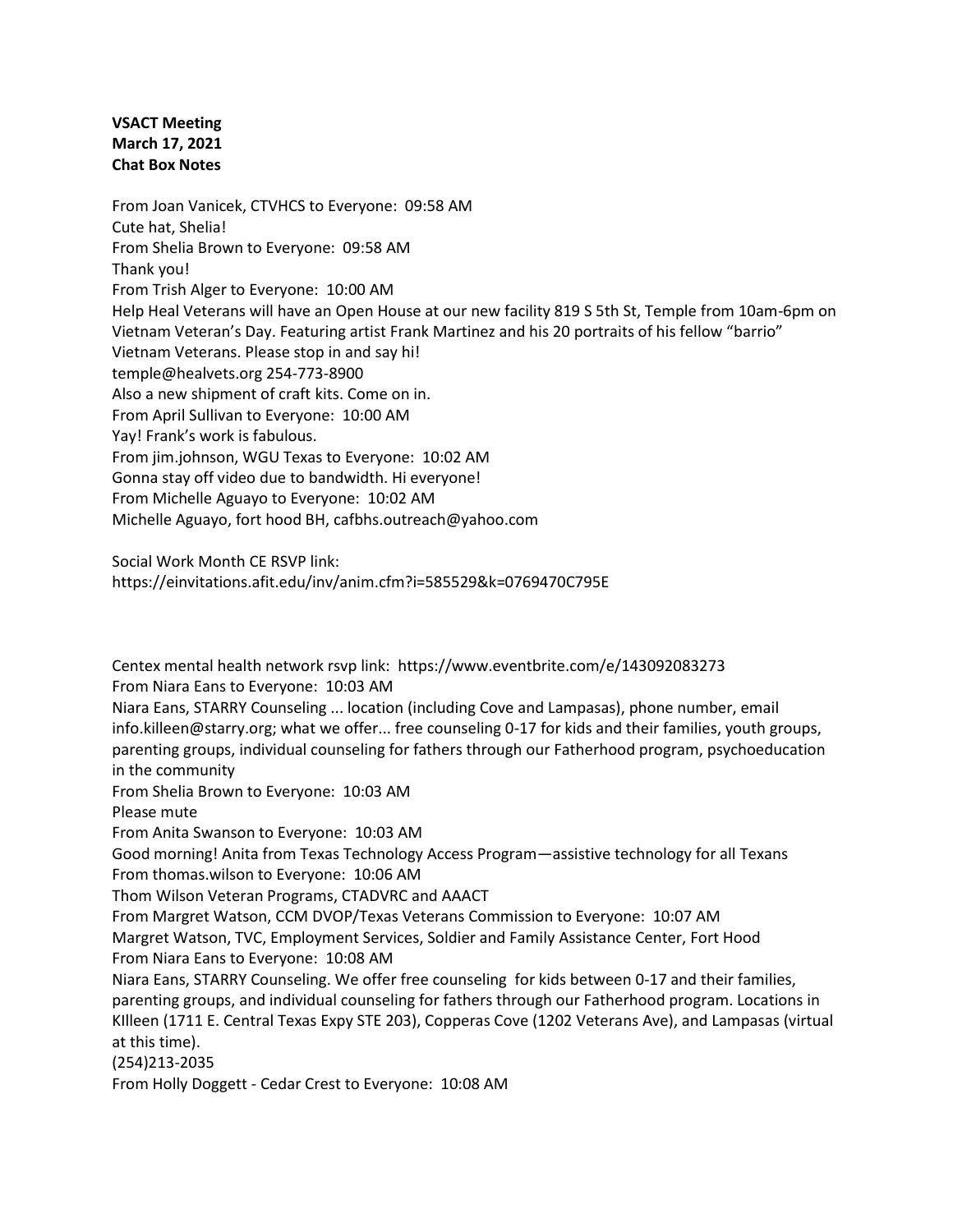**VSACT Meeting**
**March 17, 2021**
**Chat Box Notes**

From Joan Vanicek, CTVHCS to Everyone: 09:58 AM
Cute hat, Shelia!
From Shelia Brown to Everyone: 09:58 AM
Thank you!
From Trish Alger to Everyone: 10:00 AM
Help Heal Veterans will have an Open House at our new facility 819 S 5th St, Temple from 10am-6pm on Vietnam Veteran's Day. Featuring artist Frank Martinez and his 20 portraits of his fellow "barrio" Vietnam Veterans. Please stop in and say hi!
temple@healvets.org 254-773-8900
Also a new shipment of craft kits. Come on in.
From April Sullivan to Everyone: 10:00 AM
Yay! Frank's work is fabulous.
From jim.johnson, WGU Texas to Everyone: 10:02 AM
Gonna stay off video due to bandwidth. Hi everyone!
From Michelle Aguayo to Everyone: 10:02 AM
Michelle Aguayo, fort hood BH, cafbhs.outreach@yahoo.com

Social Work Month CE RSVP link:
https://einvitations.afit.edu/inv/anim.cfm?i=585529&k=0769470C795E

Centex mental health network rsvp link: https://www.eventbrite.com/e/143092083273
From Niara Eans to Everyone: 10:03 AM
Niara Eans, STARRY Counseling ... location (including Cove and Lampasas), phone number, email info.killeen@starry.org; what we offer... free counseling 0-17 for kids and their families, youth groups, parenting groups, individual counseling for fathers through our Fatherhood program, psychoeducation in the community
From Shelia Brown to Everyone: 10:03 AM
Please mute
From Anita Swanson to Everyone: 10:03 AM
Good morning! Anita from Texas Technology Access Program—assistive technology for all Texans
From thomas.wilson to Everyone: 10:06 AM
Thom Wilson Veteran Programs, CTADVRC and AAACT
From Margret Watson, CCM DVOP/Texas Veterans Commission to Everyone: 10:07 AM
Margret Watson, TVC, Employment Services, Soldier and Family Assistance Center, Fort Hood
From Niara Eans to Everyone: 10:08 AM
Niara Eans, STARRY Counseling. We offer free counseling for kids between 0-17 and their families, parenting groups, and individual counseling for fathers through our Fatherhood program. Locations in KIlleen (1711 E. Central Texas Expy STE 203), Copperas Cove (1202 Veterans Ave), and Lampasas (virtual at this time).
(254)213-2035
From Holly Doggett - Cedar Crest to Everyone: 10:08 AM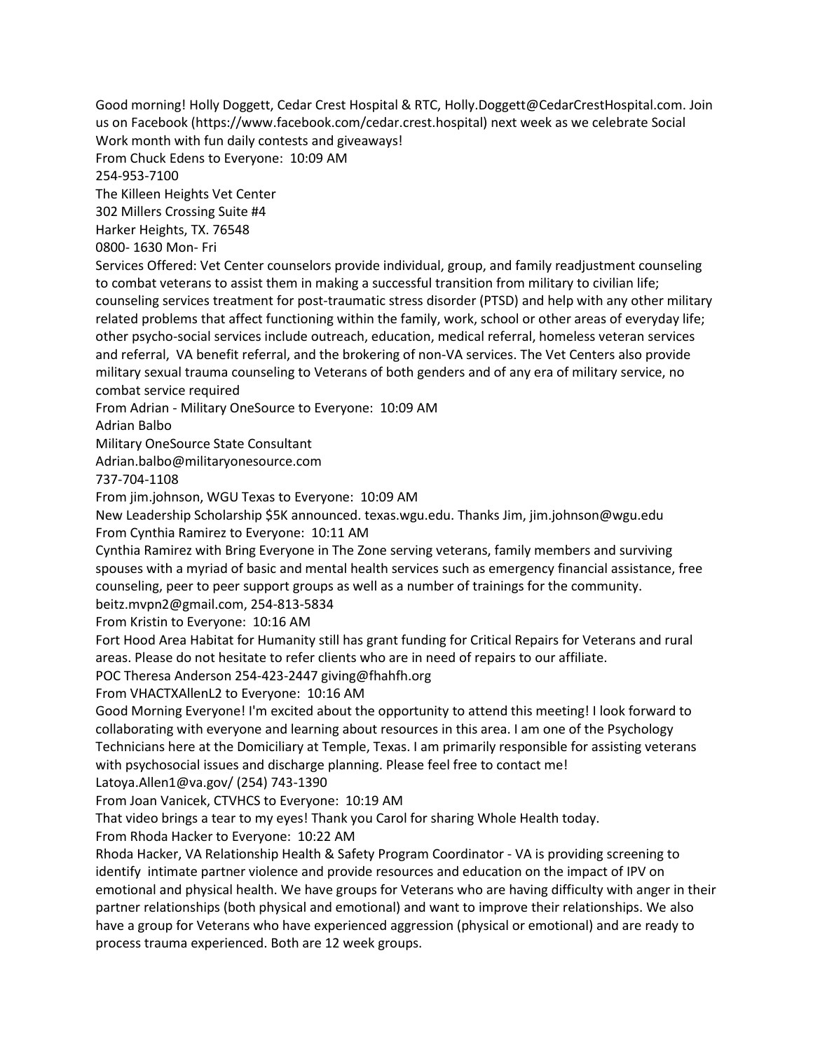Good morning! Holly Doggett, Cedar Crest Hospital & RTC, Holly.Doggett@CedarCrestHospital.com. Join us on Facebook (https://www.facebook.com/cedar.crest.hospital) next week as we celebrate Social Work month with fun daily contests and giveaways!

From Chuck Edens to Everyone: 10:09 AM

254-953-7100

The Killeen Heights Vet Center

302 Millers Crossing Suite #4

Harker Heights, TX. 76548

0800- 1630 Mon- Fri

Services Offered: Vet Center counselors provide individual, group, and family readjustment counseling to combat veterans to assist them in making a successful transition from military to civilian life; counseling services treatment for post-traumatic stress disorder (PTSD) and help with any other military related problems that affect functioning within the family, work, school or other areas of everyday life; other psycho-social services include outreach, education, medical referral, homeless veteran services and referral, VA benefit referral, and the brokering of non-VA services. The Vet Centers also provide military sexual trauma counseling to Veterans of both genders and of any era of military service, no combat service required

From Adrian - Military OneSource to Everyone: 10:09 AM

Adrian Balbo

Military OneSource State Consultant

Adrian.balbo@militaryonesource.com

737-704-1108

From jim.johnson, WGU Texas to Everyone: 10:09 AM

New Leadership Scholarship $5K announced. texas.wgu.edu. Thanks Jim, jim.johnson@wgu.edu

From Cynthia Ramirez to Everyone: 10:11 AM

Cynthia Ramirez with Bring Everyone in The Zone serving veterans, family members and surviving spouses with a myriad of basic and mental health services such as emergency financial assistance, free counseling, peer to peer support groups as well as a number of trainings for the community. beitz.mvpn2@gmail.com, 254-813-5834

From Kristin to Everyone: 10:16 AM

Fort Hood Area Habitat for Humanity still has grant funding for Critical Repairs for Veterans and rural areas. Please do not hesitate to refer clients who are in need of repairs to our affiliate.

POC Theresa Anderson 254-423-2447 giving@fhahfh.org

From VHACTXAllenL2 to Everyone: 10:16 AM

Good Morning Everyone! I'm excited about the opportunity to attend this meeting! I look forward to collaborating with everyone and learning about resources in this area. I am one of the Psychology Technicians here at the Domiciliary at Temple, Texas. I am primarily responsible for assisting veterans with psychosocial issues and discharge planning. Please feel free to contact me!

Latoya.Allen1@va.gov/ (254) 743-1390

From Joan Vanicek, CTVHCS to Everyone: 10:19 AM

That video brings a tear to my eyes! Thank you Carol for sharing Whole Health today.

From Rhoda Hacker to Everyone: 10:22 AM

Rhoda Hacker, VA Relationship Health & Safety Program Coordinator - VA is providing screening to identify intimate partner violence and provide resources and education on the impact of IPV on emotional and physical health. We have groups for Veterans who are having difficulty with anger in their partner relationships (both physical and emotional) and want to improve their relationships. We also have a group for Veterans who have experienced aggression (physical or emotional) and are ready to process trauma experienced. Both are 12 week groups.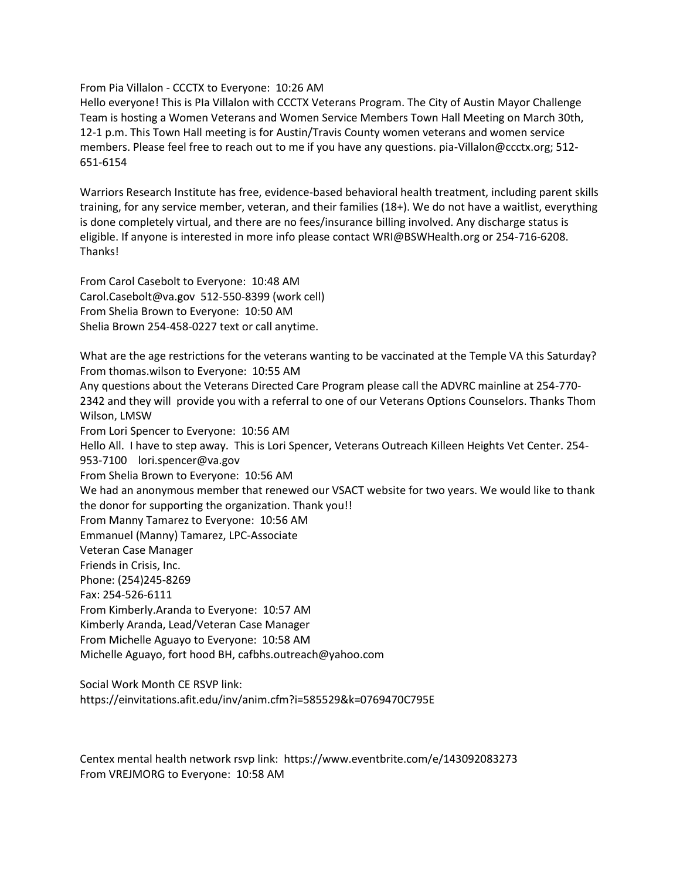From Pia Villalon - CCCTX to Everyone: 10:26 AM
Hello everyone! This is PIa Villalon with CCCTX Veterans Program. The City of Austin Mayor Challenge Team is hosting a Women Veterans and Women Service Members Town Hall Meeting on March 30th, 12-1 p.m. This Town Hall meeting is for Austin/Travis County women veterans and women service members. Please feel free to reach out to me if you have any questions. pia-Villalon@ccctx.org; 512-651-6154

Warriors Research Institute has free, evidence-based behavioral health treatment, including parent skills training, for any service member, veteran, and their families (18+). We do not have a waitlist, everything is done completely virtual, and there are no fees/insurance billing involved. Any discharge status is eligible. If anyone is interested in more info please contact WRI@BSWHealth.org or 254-716-6208. Thanks!

From Carol Casebolt to Everyone: 10:48 AM
Carol.Casebolt@va.gov 512-550-8399 (work cell)
From Shelia Brown to Everyone: 10:50 AM
Shelia Brown 254-458-0227 text or call anytime.

What are the age restrictions for the veterans wanting to be vaccinated at the Temple VA this Saturday?
From thomas.wilson to Everyone: 10:55 AM
Any questions about the Veterans Directed Care Program please call the ADVRC mainline at 254-770-2342 and they will provide you with a referral to one of our Veterans Options Counselors. Thanks Thom Wilson, LMSW
From Lori Spencer to Everyone: 10:56 AM
Hello All. I have to step away. This is Lori Spencer, Veterans Outreach Killeen Heights Vet Center. 254-953-7100 lori.spencer@va.gov
From Shelia Brown to Everyone: 10:56 AM
We had an anonymous member that renewed our VSACT website for two years. We would like to thank the donor for supporting the organization. Thank you!!
From Manny Tamarez to Everyone: 10:56 AM
Emmanuel (Manny) Tamarez, LPC-Associate
Veteran Case Manager
Friends in Crisis, Inc.
Phone: (254)245-8269
Fax: 254-526-6111
From Kimberly.Aranda to Everyone: 10:57 AM
Kimberly Aranda, Lead/Veteran Case Manager
From Michelle Aguayo to Everyone: 10:58 AM
Michelle Aguayo, fort hood BH, cafbhs.outreach@yahoo.com

Social Work Month CE RSVP link:
https://einvitations.afit.edu/inv/anim.cfm?i=585529&k=0769470C795E

Centex mental health network rsvp link: https://www.eventbrite.com/e/143092083273
From VREJMORG to Everyone: 10:58 AM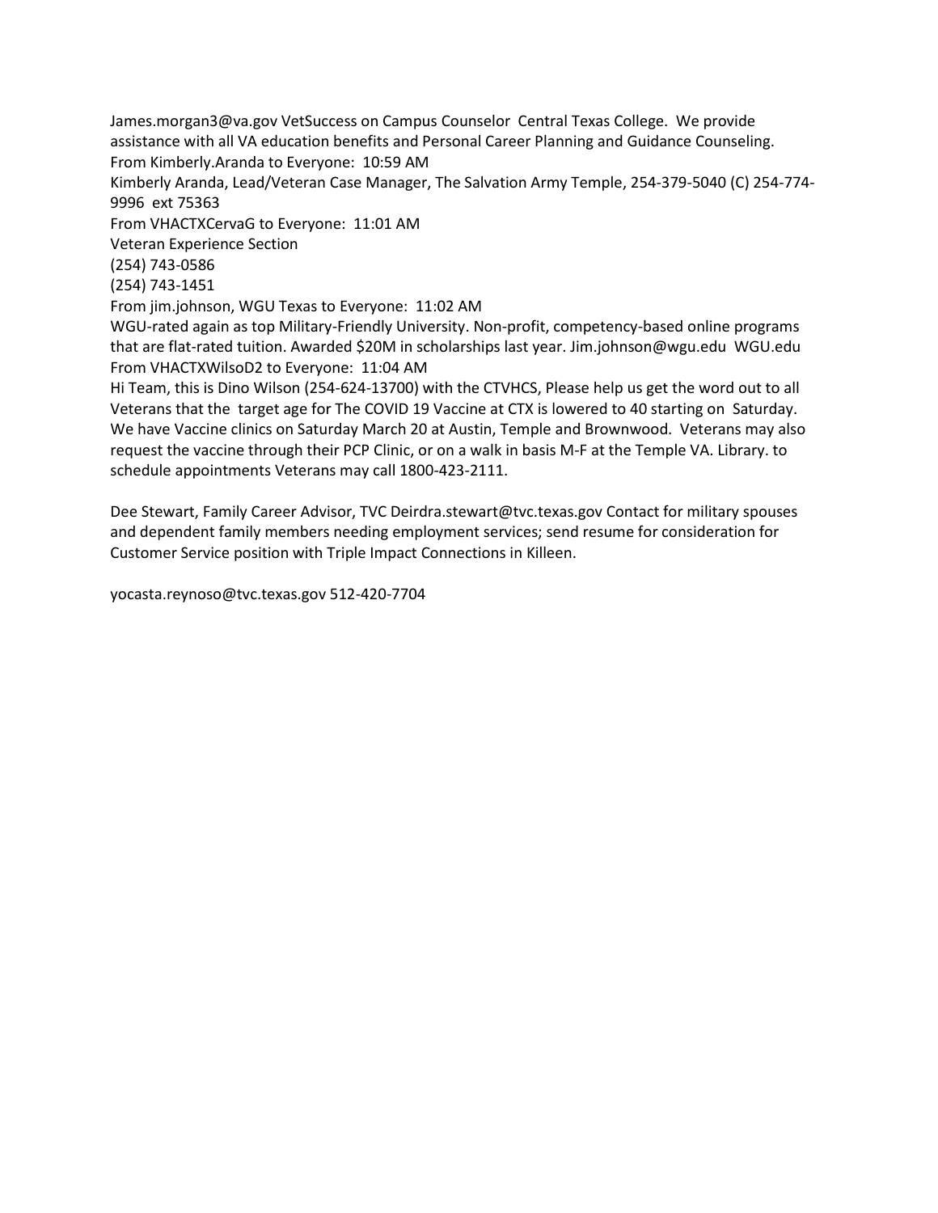James.morgan3@va.gov VetSuccess on Campus Counselor Central Texas College. We provide assistance with all VA education benefits and Personal Career Planning and Guidance Counseling.

From Kimberly.Aranda to Everyone: 10:59 AM

Kimberly Aranda, Lead/Veteran Case Manager, The Salvation Army Temple, 254-379-5040 (C) 254-774-9996 ext 75363

From VHACTXCervaG to Everyone: 11:01 AM

Veteran Experience Section

(254) 743-0586

(254) 743-1451

From jim.johnson, WGU Texas to Everyone: 11:02 AM

WGU-rated again as top Military-Friendly University. Non-profit, competency-based online programs that are flat-rated tuition. Awarded $20M in scholarships last year. Jim.johnson@wgu.edu WGU.edu

From VHACTXWilsoD2 to Everyone: 11:04 AM

Hi Team, this is Dino Wilson (254-624-13700) with the CTVHCS, Please help us get the word out to all Veterans that the target age for The COVID 19 Vaccine at CTX is lowered to 40 starting on Saturday. We have Vaccine clinics on Saturday March 20 at Austin, Temple and Brownwood. Veterans may also request the vaccine through their PCP Clinic, or on a walk in basis M-F at the Temple VA. Library. to schedule appointments Veterans may call 1800-423-2111.

Dee Stewart, Family Career Advisor, TVC Deirdra.stewart@tvc.texas.gov Contact for military spouses and dependent family members needing employment services; send resume for consideration for Customer Service position with Triple Impact Connections in Killeen.

yocasta.reynoso@tvc.texas.gov 512-420-7704